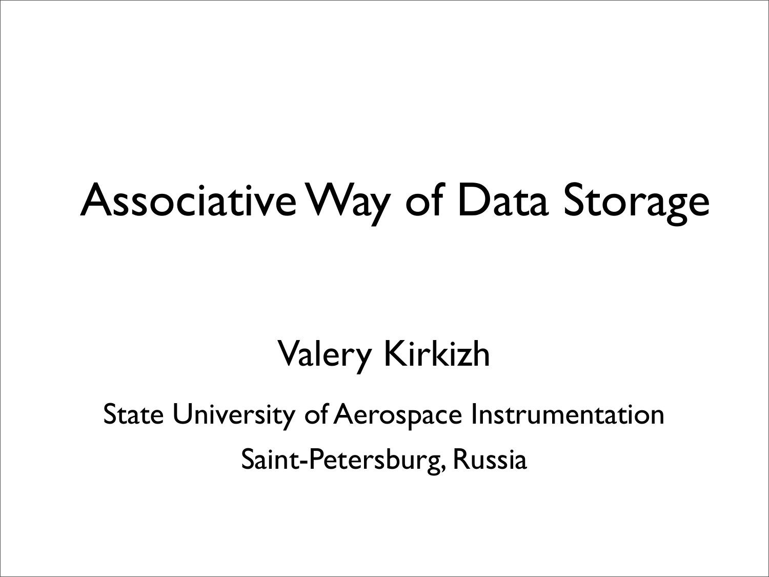# Associative Way of Data Storage

Valery Kirkizh

State University of Aerospace Instrumentation

Saint-Petersburg, Russia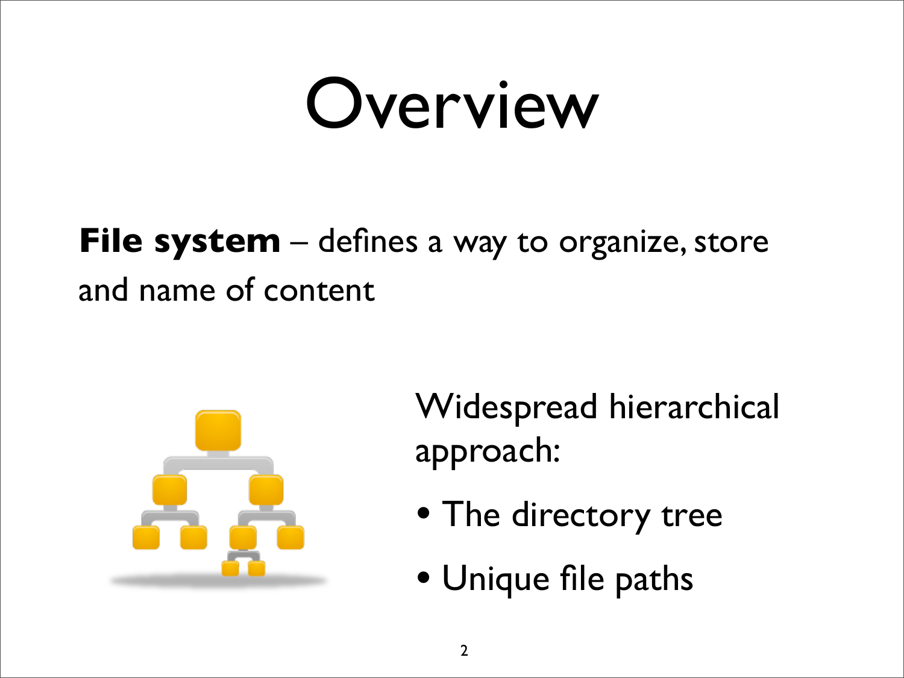# Overview

**File system** – defines a way to organize, store and name of content

Widespread hierarchical approach:

- The directory tree
- Unique file paths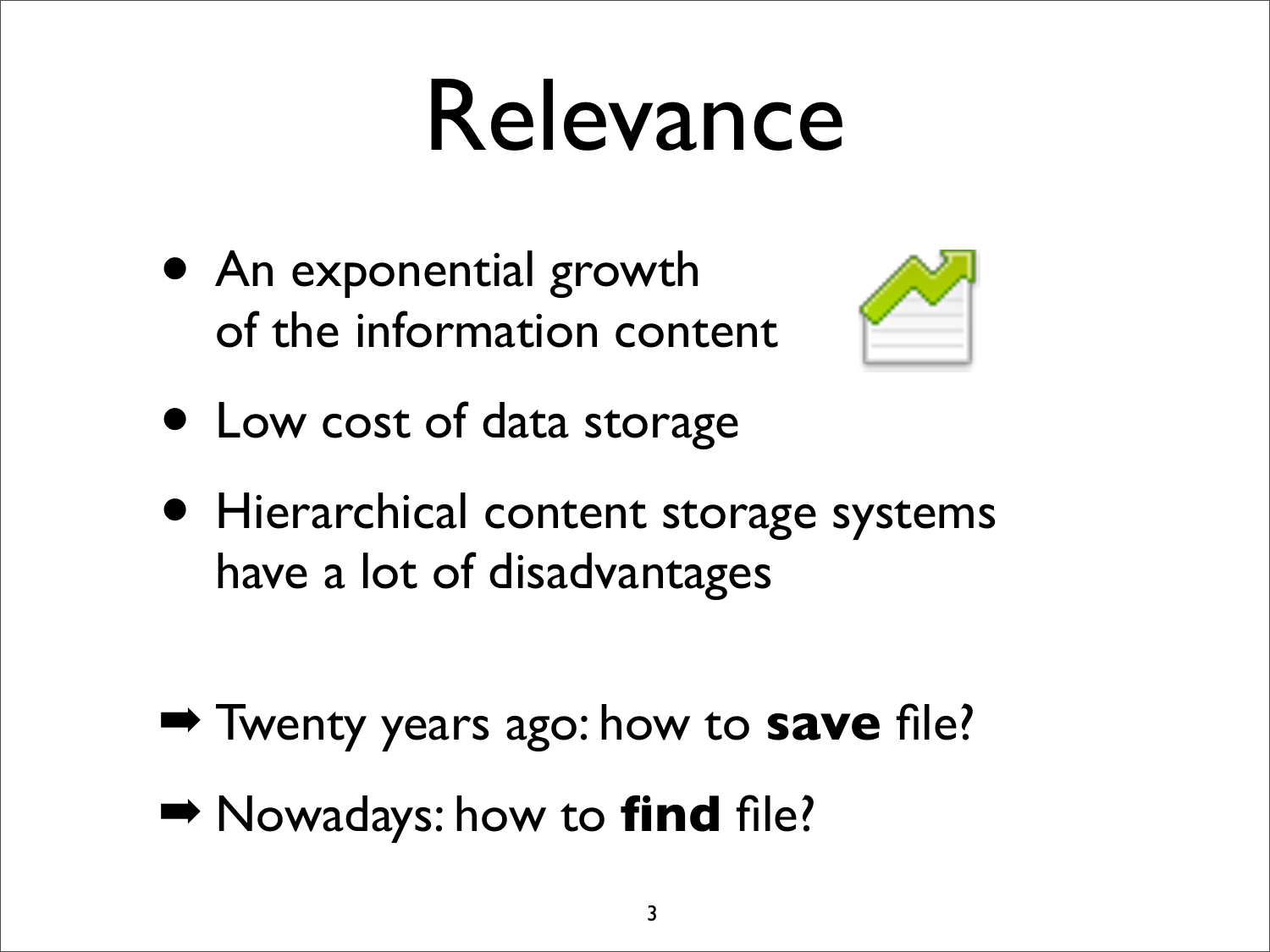# Relevance

- An exponential growth of the information content
- Low cost of data storage
- Hierarchical content storage systems have a lot of disadvantages

➡ Twenty years ago: how to **save** file?

➡ Nowadays: how to **find** file?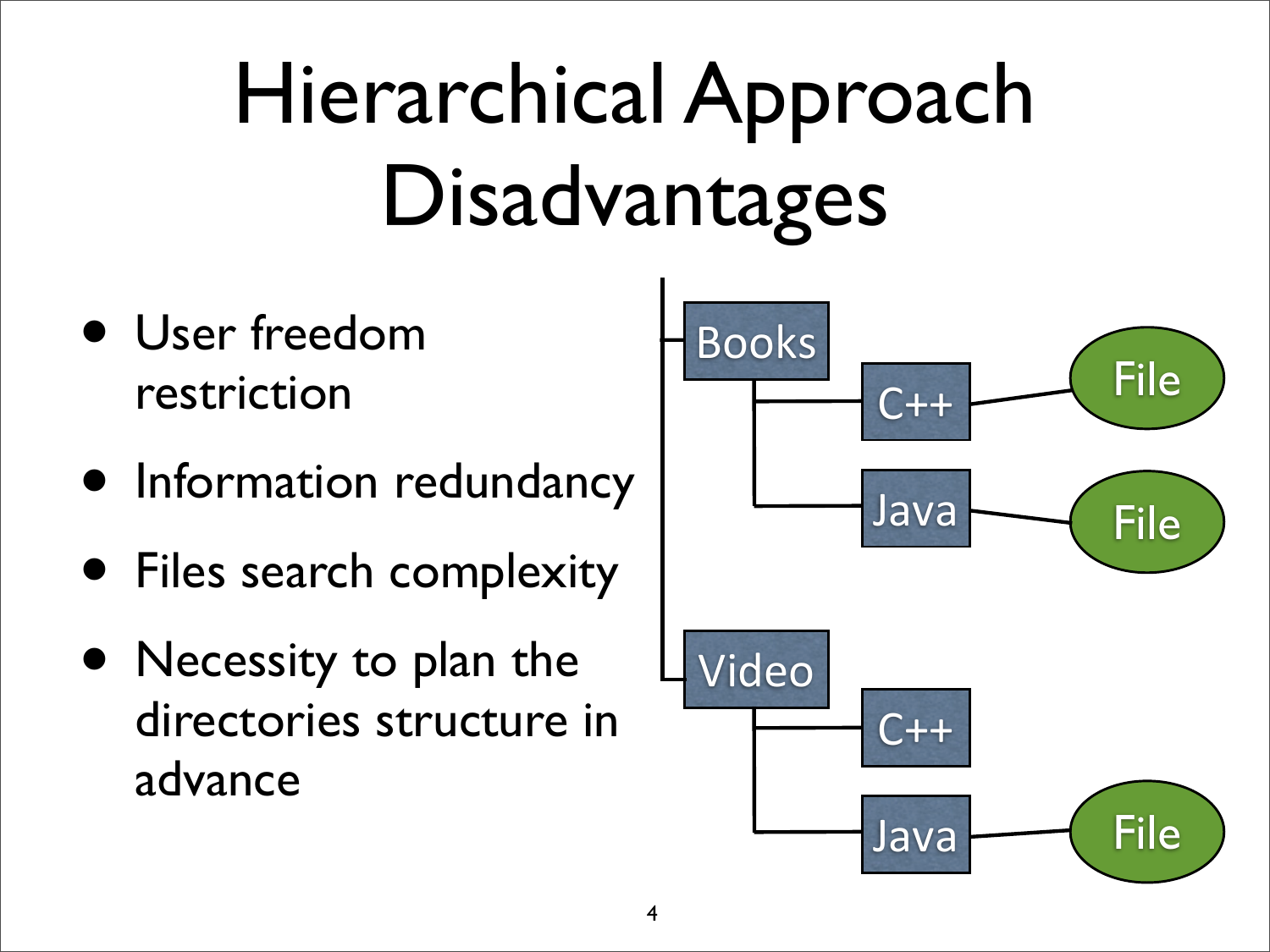# Hierarchical Approach Disadvantages

- User freedom restriction
- Information redundancy
- Files search complexity
- Necessity to plan the directories structure in advance

Books
- C++ — File
- Java — File

Video
- C++
- Java — File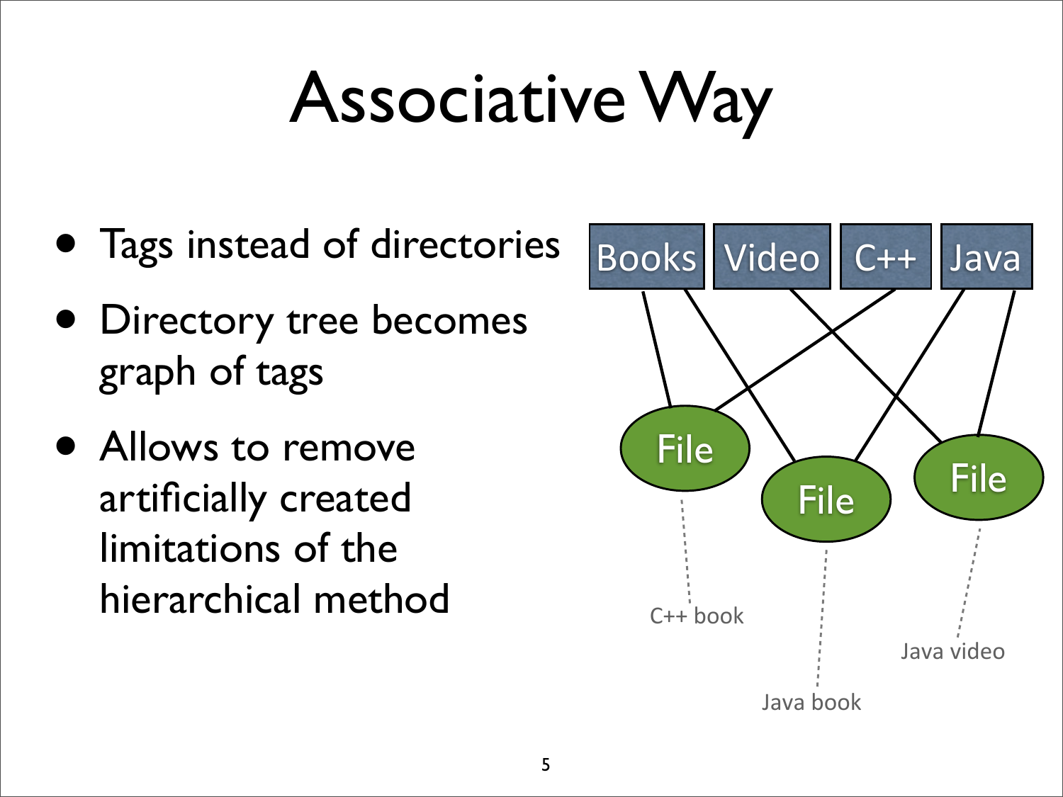# Associative Way

- Tags instead of directories
- Directory tree becomes graph of tags
- Allows to remove artificially created limitations of the hierarchical method

Books | Video | C++ | Java

File — C++ book

File — Java book

File — Java video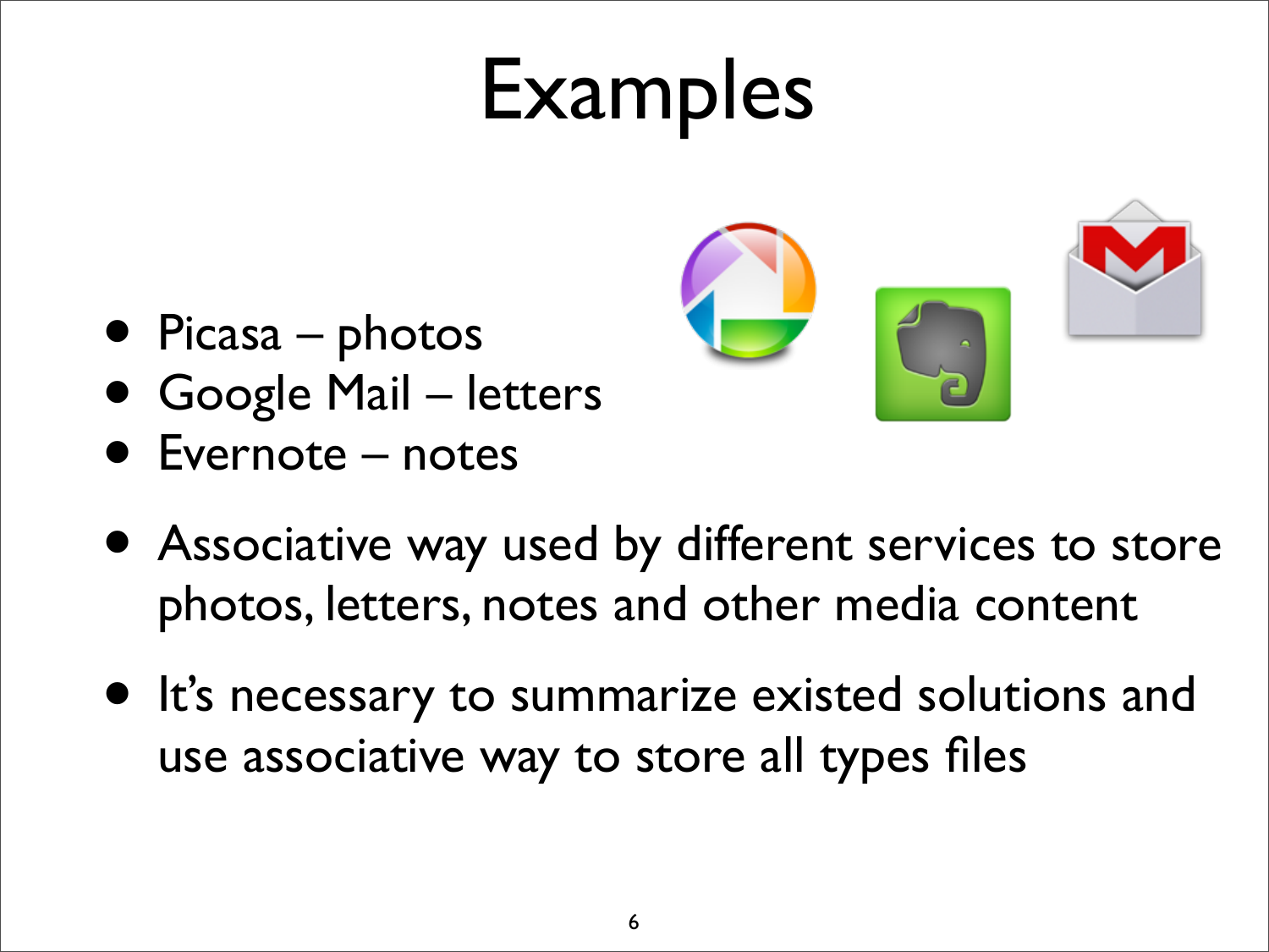# Examples

- Picasa – photos
- Google Mail – letters
- Evernote – notes

- Associative way used by different services to store photos, letters, notes and other media content
- It's necessary to summarize existed solutions and use associative way to store all types files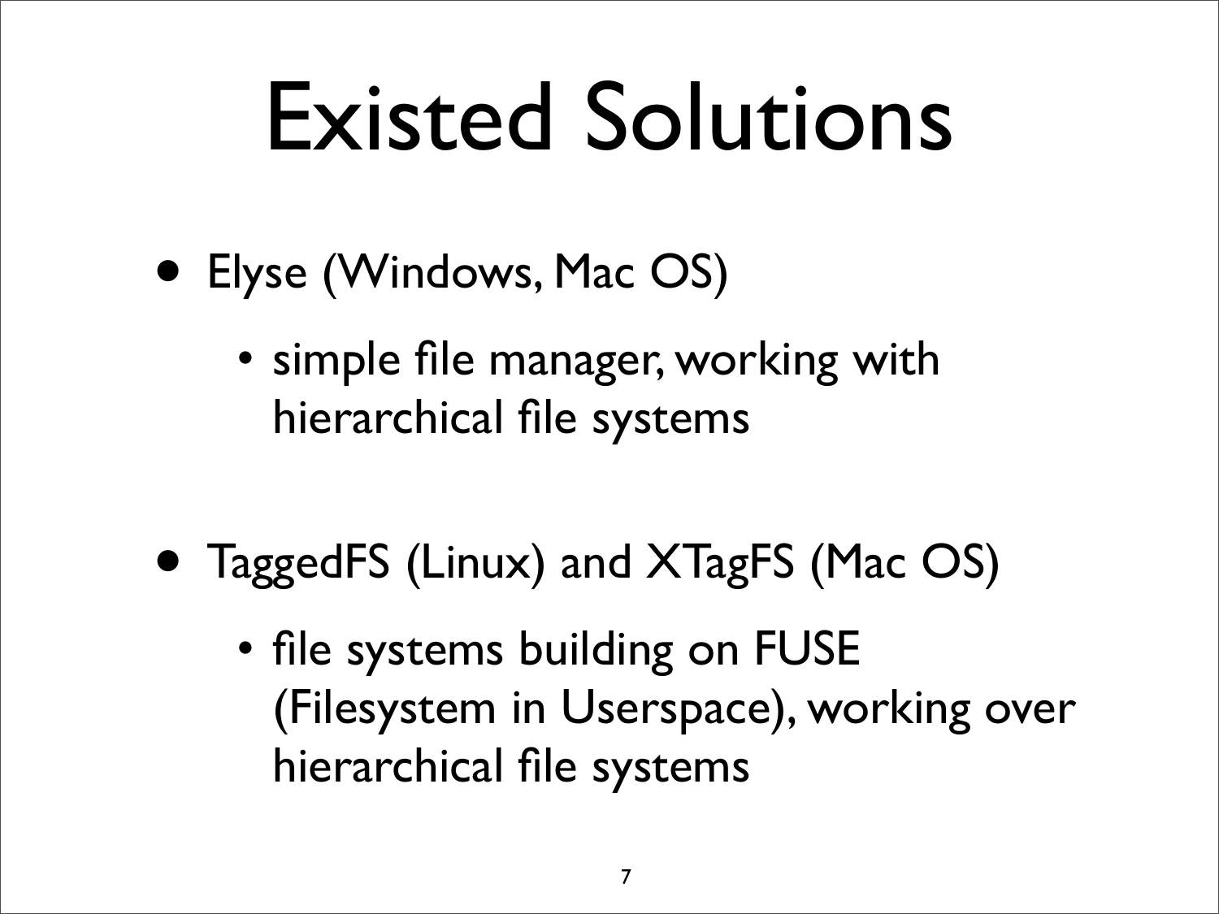# Existed Solutions

- Elyse (Windows, Mac OS)
  - simple file manager, working with hierarchical file systems

- TaggedFS (Linux) and XTagFS (Mac OS)
  - file systems building on FUSE (Filesystem in Userspace), working over hierarchical file systems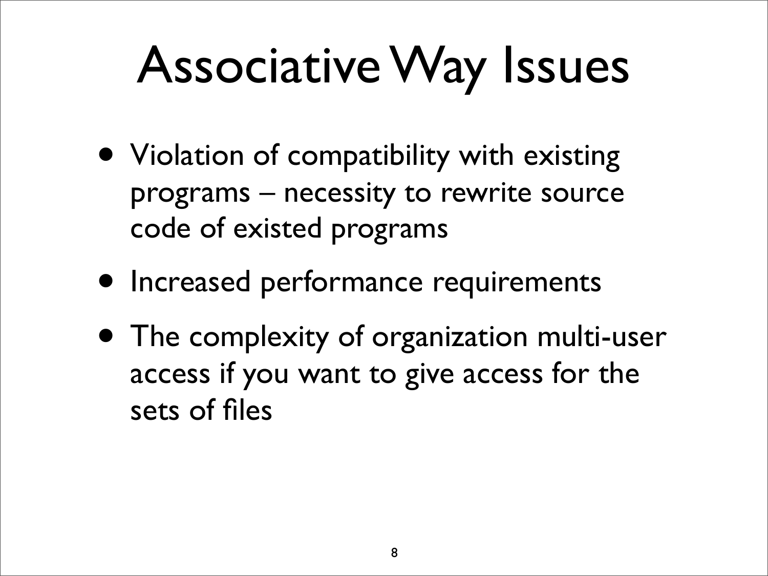# Associative Way Issues

- Violation of compatibility with existing programs – necessity to rewrite source code of existed programs
- Increased performance requirements
- The complexity of organization multi-user access if you want to give access for the sets of files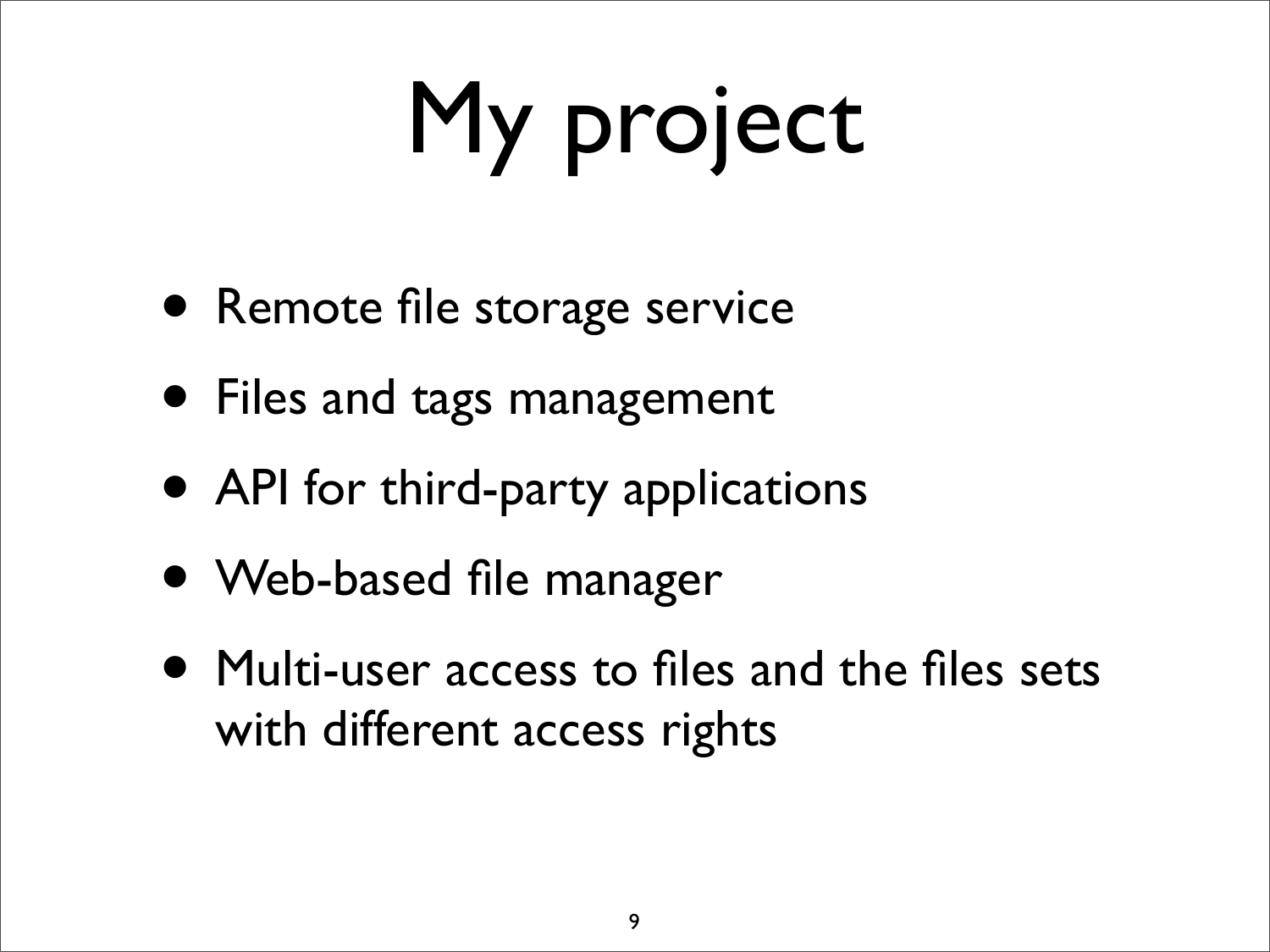# My project

- Remote file storage service
- Files and tags management
- API for third-party applications
- Web-based file manager
- Multi-user access to files and the files sets with different access rights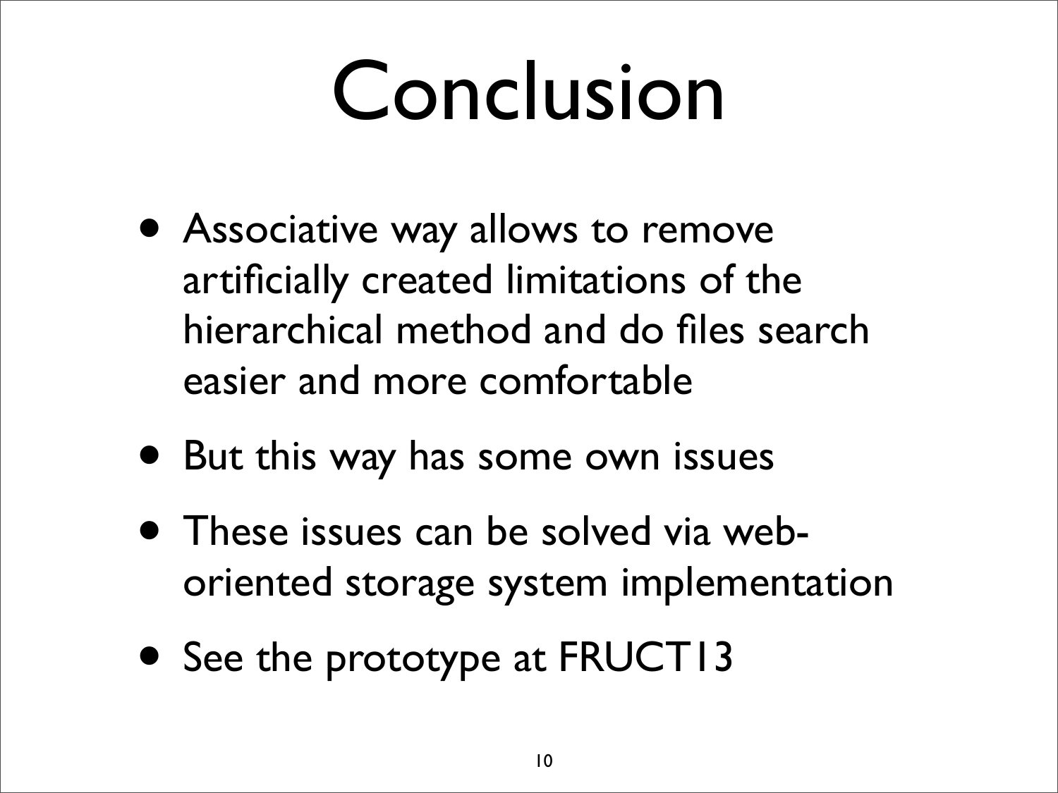# Conclusion

- Associative way allows to remove artificially created limitations of the hierarchical method and do files search easier and more comfortable
- But this way has some own issues
- These issues can be solved via web-oriented storage system implementation
- See the prototype at FRUCT13